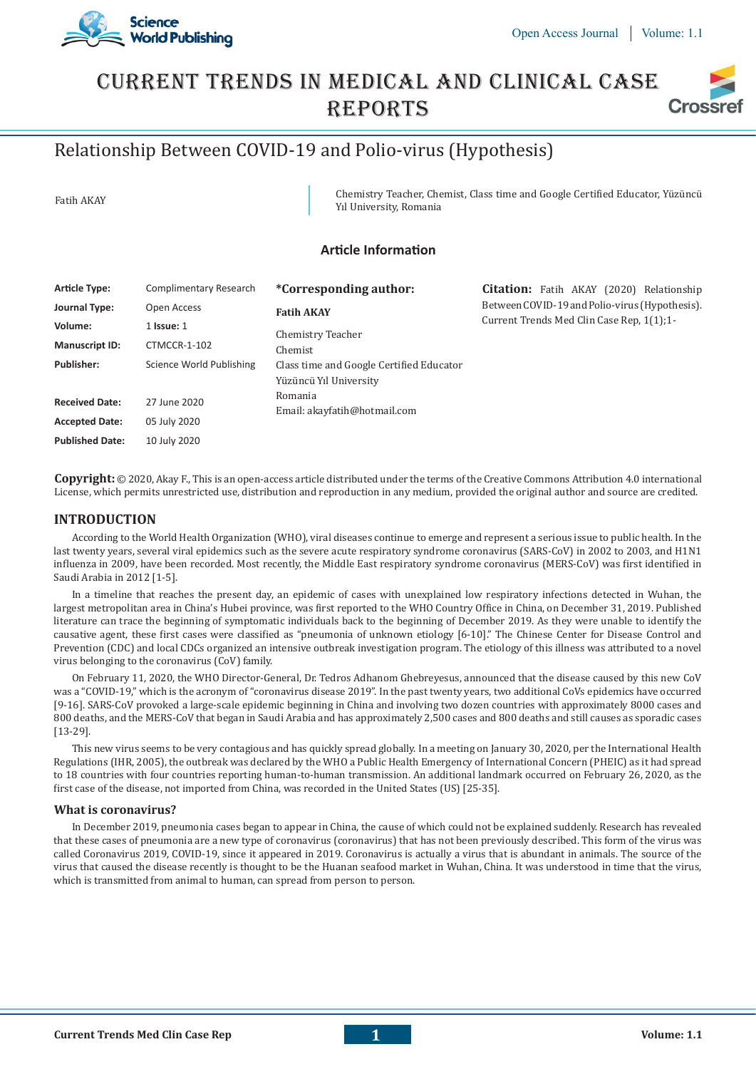# Relationship Between COVID-19 and Polio-virus (Hypothesis)

Fatih AKAY

Chemistry Teacher, Chemist, Class time and Google Certified Educator, Yüzüncü Yıl University, Romania

## Article Information

| | |
|---|---|
| **Article Type:** | Complimentary Research |
| **Journal Type:** | Open Access |
| **Volume:** | 1 **Issue:** 1 |
| **Manuscript ID:** | CTMCCR-1-102 |
| **Publisher:** | Science World Publishing |
| **Received Date:** | 27 June 2020 |
| **Accepted Date:** | 05 July 2020 |
| **Published Date:** | 10 July 2020 |

**\*Corresponding author:**

**Fatih AKAY**

Chemistry Teacher
Chemist
Class time and Google Certified Educator
Yüzüncü Yıl University
Romania
Email: akayfatih@hotmail.com

**Citation:** Fatih AKAY (2020) Relationship Between COVID-19 and Polio-virus (Hypothesis). Current Trends Med Clin Case Rep, 1(1);1-

**Copyright:** © 2020, Akay F., This is an open-access article distributed under the terms of the Creative Commons Attribution 4.0 international License, which permits unrestricted use, distribution and reproduction in any medium, provided the original author and source are credited.

## INTRODUCTION

According to the World Health Organization (WHO), viral diseases continue to emerge and represent a serious issue to public health. In the last twenty years, several viral epidemics such as the severe acute respiratory syndrome coronavirus (SARS-CoV) in 2002 to 2003, and H1N1 influenza in 2009, have been recorded. Most recently, the Middle East respiratory syndrome coronavirus (MERS-CoV) was first identified in Saudi Arabia in 2012 [1-5].

In a timeline that reaches the present day, an epidemic of cases with unexplained low respiratory infections detected in Wuhan, the largest metropolitan area in China's Hubei province, was first reported to the WHO Country Office in China, on December 31, 2019. Published literature can trace the beginning of symptomatic individuals back to the beginning of December 2019. As they were unable to identify the causative agent, these first cases were classified as "pneumonia of unknown etiology [6-10]." The Chinese Center for Disease Control and Prevention (CDC) and local CDCs organized an intensive outbreak investigation program. The etiology of this illness was attributed to a novel virus belonging to the coronavirus (CoV) family.

On February 11, 2020, the WHO Director-General, Dr. Tedros Adhanom Ghebreyesus, announced that the disease caused by this new CoV was a "COVID-19," which is the acronym of "coronavirus disease 2019". In the past twenty years, two additional CoVs epidemics have occurred [9-16]. SARS-CoV provoked a large-scale epidemic beginning in China and involving two dozen countries with approximately 8000 cases and 800 deaths, and the MERS-CoV that began in Saudi Arabia and has approximately 2,500 cases and 800 deaths and still causes as sporadic cases [13-29].

This new virus seems to be very contagious and has quickly spread globally. In a meeting on January 30, 2020, per the International Health Regulations (IHR, 2005), the outbreak was declared by the WHO a Public Health Emergency of International Concern (PHEIC) as it had spread to 18 countries with four countries reporting human-to-human transmission. An additional landmark occurred on February 26, 2020, as the first case of the disease, not imported from China, was recorded in the United States (US) [25-35].

### What is coronavirus?

In December 2019, pneumonia cases began to appear in China, the cause of which could not be explained suddenly. Research has revealed that these cases of pneumonia are a new type of coronavirus (coronavirus) that has not been previously described. This form of the virus was called Coronavirus 2019, COVID-19, since it appeared in 2019. Coronavirus is actually a virus that is abundant in animals. The source of the virus that caused the disease recently is thought to be the Huanan seafood market in Wuhan, China. It was understood in time that the virus, which is transmitted from animal to human, can spread from person to person.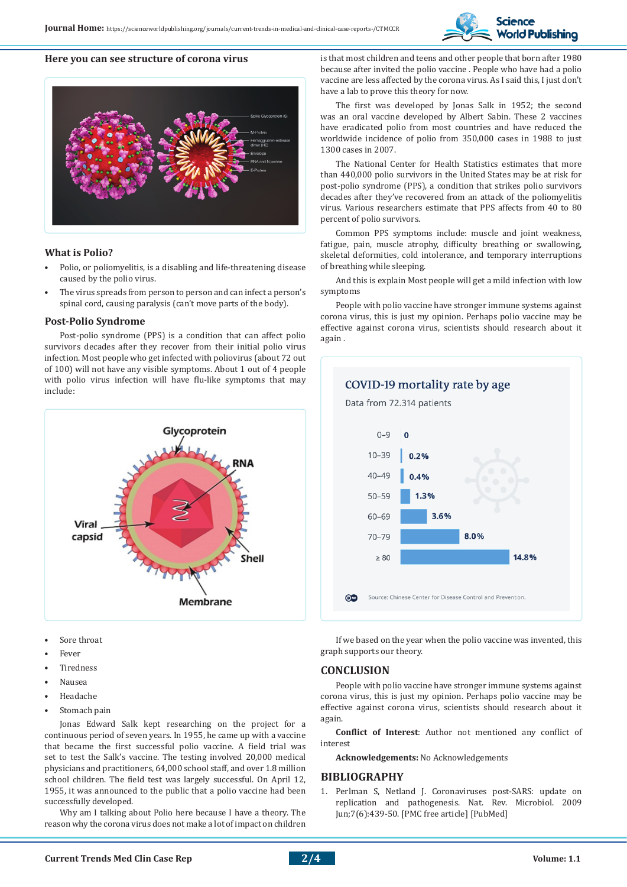Here you can see structure of corona virus

## What is Polio?

- Polio, or poliomyelitis, is a disabling and life-threatening disease caused by the polio virus.
- The virus spreads from person to person and can infect a person's spinal cord, causing paralysis (can't move parts of the body).

## Post-Polio Syndrome

Post-polio syndrome (PPS) is a condition that can affect polio survivors decades after they recover from their initial polio virus infection. Most people who get infected with poliovirus (about 72 out of 100) will not have any visible symptoms. About 1 out of 4 people with polio virus infection will have flu-like symptoms that may include:

- Sore throat
- Fever
- Tiredness
- Nausea
- Headache
- Stomach pain

Jonas Edward Salk kept researching on the project for a continuous period of seven years. In 1955, he came up with a vaccine that became the first successful polio vaccine. A field trial was set to test the Salk's vaccine. The testing involved 20,000 medical physicians and practitioners, 64,000 school staff, and over 1.8 million school children. The field test was largely successful. On April 12, 1955, it was announced to the public that a polio vaccine had been successfully developed.

Why am I talking about Polio here because I have a theory. The reason why the corona virus does not make a lot of impact on children is that most children and teens and other people that born after 1980 because after invited the polio vaccine . People who have had a polio vaccine are less affected by the corona virus. As I said this, I just don't have a lab to prove this theory for now.

The first was developed by Jonas Salk in 1952; the second was an oral vaccine developed by Albert Sabin. These 2 vaccines have eradicated polio from most countries and have reduced the worldwide incidence of polio from 350,000 cases in 1988 to just 1300 cases in 2007.

The National Center for Health Statistics estimates that more than 440,000 polio survivors in the United States may be at risk for post-polio syndrome (PPS), a condition that strikes polio survivors decades after they've recovered from an attack of the poliomyelitis virus. Various researchers estimate that PPS affects from 40 to 80 percent of polio survivors.

Common PPS symptoms include: muscle and joint weakness, fatigue, pain, muscle atrophy, difficulty breathing or swallowing, skeletal deformities, cold intolerance, and temporary interruptions of breathing while sleeping.

And this is explain Most people will get a mild infection with low symptoms

People with polio vaccine have stronger immune systems against corona virus, this is just my opinion. Perhaps polio vaccine may be effective against corona virus, scientists should research about it again .

If we based on the year when the polio vaccine was invented, this graph supports our theory.

## CONCLUSION

People with polio vaccine have stronger immune systems against corona virus, this is just my opinion. Perhaps polio vaccine may be effective against corona virus, scientists should research about it again.

**Conflict of Interest**: Author not mentioned any conflict of interest

**Acknowledgements:** No Acknowledgements

## BIBLIOGRAPHY

1. Perlman S, Netland J. Coronaviruses post-SARS: update on replication and pathogenesis. Nat. Rev. Microbiol. 2009 Jun;7(6):439-50. [PMC free article] [PubMed]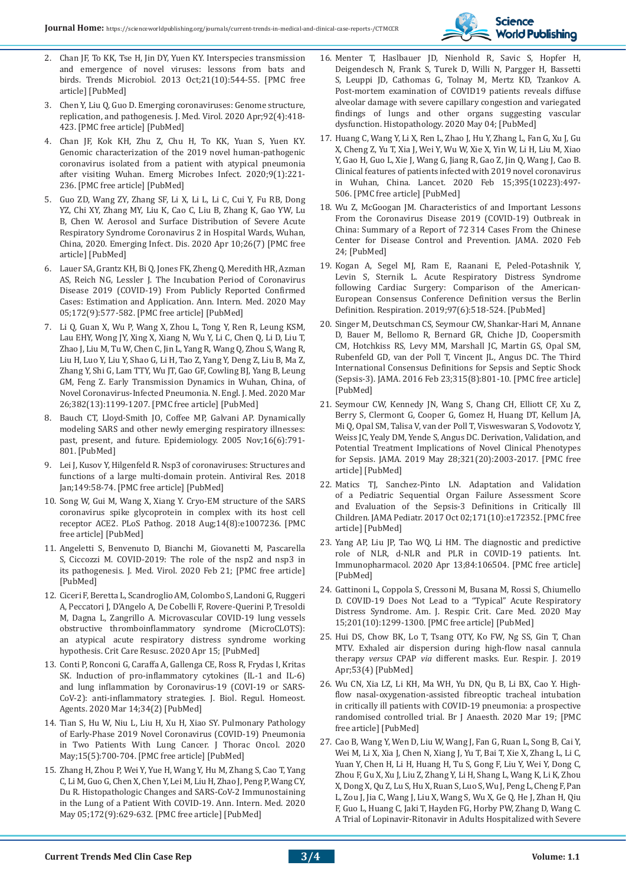2. Chan JF, To KK, Tse H, Jin DY, Yuen KY. Interspecies transmission and emergence of novel viruses: lessons from bats and birds. Trends Microbiol. 2013 Oct;21(10):544-55. [PMC free article] [PubMed]

3. Chen Y, Liu Q, Guo D. Emerging coronaviruses: Genome structure, replication, and pathogenesis. J. Med. Virol. 2020 Apr;92(4):418-423. [PMC free article] [PubMed]

4. Chan JF, Kok KH, Zhu Z, Chu H, To KK, Yuan S, Yuen KY. Genomic characterization of the 2019 novel human-pathogenic coronavirus isolated from a patient with atypical pneumonia after visiting Wuhan. Emerg Microbes Infect. 2020;9(1):221-236. [PMC free article] [PubMed]

5. Guo ZD, Wang ZY, Zhang SF, Li X, Li L, Li C, Cui Y, Fu RB, Dong YZ, Chi XY, Zhang MY, Liu K, Cao C, Liu B, Zhang K, Gao YW, Lu B, Chen W. Aerosol and Surface Distribution of Severe Acute Respiratory Syndrome Coronavirus 2 in Hospital Wards, Wuhan, China, 2020. Emerging Infect. Dis. 2020 Apr 10;26(7) [PMC free article] [PubMed]

6. Lauer SA, Grantz KH, Bi Q, Jones FK, Zheng Q, Meredith HR, Azman AS, Reich NG, Lessler J. The Incubation Period of Coronavirus Disease 2019 (COVID-19) From Publicly Reported Confirmed Cases: Estimation and Application. Ann. Intern. Med. 2020 May 05;172(9):577-582. [PMC free article] [PubMed]

7. Li Q, Guan X, Wu P, Wang X, Zhou L, Tong Y, Ren R, Leung KSM, Lau EHY, Wong JY, Xing X, Xiang N, Wu Y, Li C, Chen Q, Li D, Liu T, Zhao J, Liu M, Tu W, Chen C, Jin L, Yang R, Wang Q, Zhou S, Wang R, Liu H, Luo Y, Liu Y, Shao G, Li H, Tao Z, Yang Y, Deng Z, Liu B, Ma Z, Zhang Y, Shi G, Lam TTY, Wu JT, Gao GF, Cowling BJ, Yang B, Leung GM, Feng Z. Early Transmission Dynamics in Wuhan, China, of Novel Coronavirus-Infected Pneumonia. N. Engl. J. Med. 2020 Mar 26;382(13):1199-1207. [PMC free article] [PubMed]

8. Bauch CT, Lloyd-Smith JO, Coffee MP, Galvani AP. Dynamically modeling SARS and other newly emerging respiratory illnesses: past, present, and future. Epidemiology. 2005 Nov;16(6):791-801. [PubMed]

9. Lei J, Kusov Y, Hilgenfeld R. Nsp3 of coronaviruses: Structures and functions of a large multi-domain protein. Antiviral Res. 2018 Jan;149:58-74. [PMC free article] [PubMed]

10. Song W, Gui M, Wang X, Xiang Y. Cryo-EM structure of the SARS coronavirus spike glycoprotein in complex with its host cell receptor ACE2. PLoS Pathog. 2018 Aug;14(8):e1007236. [PMC free article] [PubMed]

11. Angeletti S, Benvenuto D, Bianchi M, Giovanetti M, Pascarella S, Ciccozzi M. COVID-2019: The role of the nsp2 and nsp3 in its pathogenesis. J. Med. Virol. 2020 Feb 21; [PMC free article] [PubMed]

12. Ciceri F, Beretta L, Scandroglio AM, Colombo S, Landoni G, Ruggeri A, Peccatori J, D'Angelo A, De Cobelli F, Rovere-Querini P, Tresoldi M, Dagna L, Zangrillo A. Microvascular COVID-19 lung vessels obstructive thromboinflammatory syndrome (MicroCLOTS): an atypical acute respiratory distress syndrome working hypothesis. Crit Care Resusc. 2020 Apr 15; [PubMed]

13. Conti P, Ronconi G, Caraffa A, Gallenga CE, Ross R, Frydas I, Kritas SK. Induction of pro-inflammatory cytokines (IL-1 and IL-6) and lung inflammation by Coronavirus-19 (COVI-19 or SARS-CoV-2): anti-inflammatory strategies. J. Biol. Regul. Homeost. Agents. 2020 Mar 14;34(2) [PubMed]

14. Tian S, Hu W, Niu L, Liu H, Xu H, Xiao SY. Pulmonary Pathology of Early-Phase 2019 Novel Coronavirus (COVID-19) Pneumonia in Two Patients With Lung Cancer. J Thorac Oncol. 2020 May;15(5):700-704. [PMC free article] [PubMed]

15. Zhang H, Zhou P, Wei Y, Yue H, Wang Y, Hu M, Zhang S, Cao T, Yang C, Li M, Guo G, Chen X, Chen Y, Lei M, Liu H, Zhao J, Peng P, Wang CY, Du R. Histopathologic Changes and SARS-CoV-2 Immunostaining in the Lung of a Patient With COVID-19. Ann. Intern. Med. 2020 May 05;172(9):629-632. [PMC free article] [PubMed]

16. Menter T, Haslbauer JD, Nienhold R, Savic S, Hopfer H, Deigendesch N, Frank S, Turek D, Willi N, Pargger H, Bassetti S, Leuppi JD, Cathomas G, Tolnay M, Mertz KD, Tzankov A. Post-mortem examination of COVID19 patients reveals diffuse alveolar damage with severe capillary congestion and variegated findings of lungs and other organs suggesting vascular dysfunction. Histopathology. 2020 May 04; [PubMed]

17. Huang C, Wang Y, Li X, Ren L, Zhao J, Hu Y, Zhang L, Fan G, Xu J, Gu X, Cheng Z, Yu T, Xia J, Wei Y, Wu W, Xie X, Yin W, Li H, Liu M, Xiao Y, Gao H, Guo L, Xie J, Wang G, Jiang R, Gao Z, Jin Q, Wang J, Cao B. Clinical features of patients infected with 2019 novel coronavirus in Wuhan, China. Lancet. 2020 Feb 15;395(10223):497-506. [PMC free article] [PubMed]

18. Wu Z, McGoogan JM. Characteristics of and Important Lessons From the Coronavirus Disease 2019 (COVID-19) Outbreak in China: Summary of a Report of 72 314 Cases From the Chinese Center for Disease Control and Prevention. JAMA. 2020 Feb 24; [PubMed]

19. Kogan A, Segel MJ, Ram E, Raanani E, Peled-Potashnik Y, Levin S, Sternik L. Acute Respiratory Distress Syndrome following Cardiac Surgery: Comparison of the American-European Consensus Conference Definition versus the Berlin Definition. Respiration. 2019;97(6):518-524. [PubMed]

20. Singer M, Deutschman CS, Seymour CW, Shankar-Hari M, Annane D, Bauer M, Bellomo R, Bernard GR, Chiche JD, Coopersmith CM, Hotchkiss RS, Levy MM, Marshall JC, Martin GS, Opal SM, Rubenfeld GD, van der Poll T, Vincent JL, Angus DC. The Third International Consensus Definitions for Sepsis and Septic Shock (Sepsis-3). JAMA. 2016 Feb 23;315(8):801-10. [PMC free article] [PubMed]

21. Seymour CW, Kennedy JN, Wang S, Chang CH, Elliott CF, Xu Z, Berry S, Clermont G, Cooper G, Gomez H, Huang DT, Kellum JA, Mi Q, Opal SM, Talisa V, van der Poll T, Visweswaran S, Vodovotz Y, Weiss JC, Yealy DM, Yende S, Angus DC. Derivation, Validation, and Potential Treatment Implications of Novel Clinical Phenotypes for Sepsis. JAMA. 2019 May 28;321(20):2003-2017. [PMC free article] [PubMed]

22. Matics TJ, Sanchez-Pinto LN. Adaptation and Validation of a Pediatric Sequential Organ Failure Assessment Score and Evaluation of the Sepsis-3 Definitions in Critically Ill Children. JAMA Pediatr. 2017 Oct 02;171(10):e172352. [PMC free article] [PubMed]

23. Yang AP, Liu JP, Tao WQ, Li HM. The diagnostic and predictive role of NLR, d-NLR and PLR in COVID-19 patients. Int. Immunopharmacol. 2020 Apr 13;84:106504. [PMC free article] [PubMed]

24. Gattinoni L, Coppola S, Cressoni M, Busana M, Rossi S, Chiumello D. COVID-19 Does Not Lead to a "Typical" Acute Respiratory Distress Syndrome. Am. J. Respir. Crit. Care Med. 2020 May 15;201(10):1299-1300. [PMC free article] [PubMed]

25. Hui DS, Chow BK, Lo T, Tsang OTY, Ko FW, Ng SS, Gin T, Chan MTV. Exhaled air dispersion during high-flow nasal cannula therapy *versus* CPAP *via* different masks. Eur. Respir. J. 2019 Apr;53(4) [PubMed]

26. Wu CN, Xia LZ, Li KH, Ma WH, Yu DN, Qu B, Li BX, Cao Y. High-flow nasal-oxygenation-assisted fibreoptic tracheal intubation in critically ill patients with COVID-19 pneumonia: a prospective randomised controlled trial. Br J Anaesth. 2020 Mar 19; [PMC free article] [PubMed]

27. Cao B, Wang Y, Wen D, Liu W, Wang J, Fan G, Ruan L, Song B, Cai Y, Wei M, Li X, Xia J, Chen N, Xiang J, Yu T, Bai T, Xie X, Zhang L, Li C, Yuan Y, Chen H, Li H, Huang H, Tu S, Gong F, Liu Y, Wei Y, Dong C, Zhou F, Gu X, Xu J, Liu Z, Zhang Y, Li H, Shang L, Wang K, Li K, Zhou X, Dong X, Qu Z, Lu S, Hu X, Ruan S, Luo S, Wu J, Peng L, Cheng F, Pan L, Zou J, Jia C, Wang J, Liu X, Wang S, Wu X, Ge Q, He J, Zhan H, Qiu F, Guo L, Huang C, Jaki T, Hayden FG, Horby PW, Zhang D, Wang C. A Trial of Lopinavir-Ritonavir in Adults Hospitalized with Severe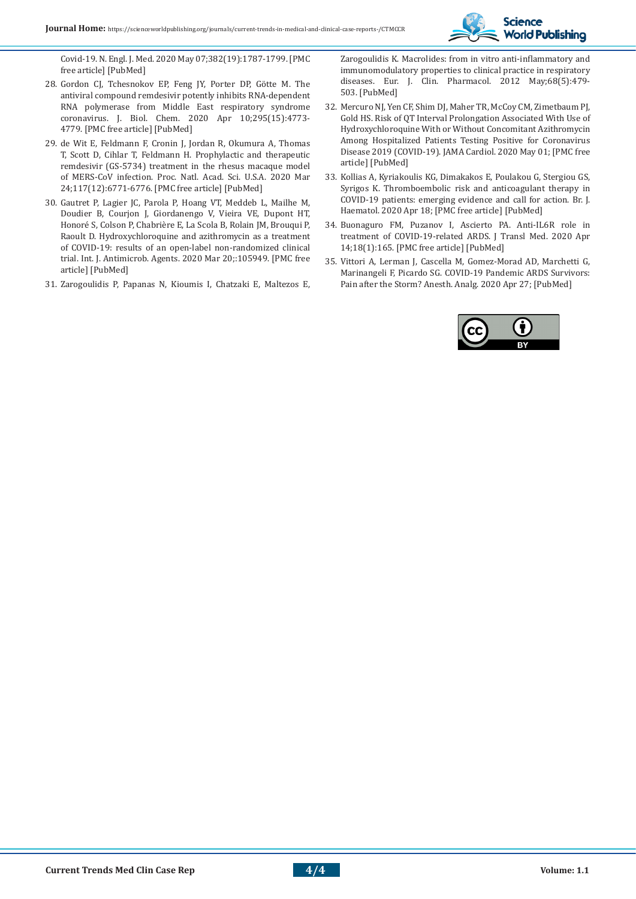Covid-19. N. Engl. J. Med. 2020 May 07;382(19):1787-1799. [PMC free article] [PubMed]

28. Gordon CJ, Tchesnokov EP, Feng JY, Porter DP, Götte M. The antiviral compound remdesivir potently inhibits RNA-dependent RNA polymerase from Middle East respiratory syndrome coronavirus. J. Biol. Chem. 2020 Apr 10;295(15):4773-4779. [PMC free article] [PubMed]

29. de Wit E, Feldmann F, Cronin J, Jordan R, Okumura A, Thomas T, Scott D, Cihlar T, Feldmann H. Prophylactic and therapeutic remdesivir (GS-5734) treatment in the rhesus macaque model of MERS-CoV infection. Proc. Natl. Acad. Sci. U.S.A. 2020 Mar 24;117(12):6771-6776. [PMC free article] [PubMed]

30. Gautret P, Lagier JC, Parola P, Hoang VT, Meddeb L, Mailhe M, Doudier B, Courjon J, Giordanengo V, Vieira VE, Dupont HT, Honoré S, Colson P, Chabrière E, La Scola B, Rolain JM, Brouqui P, Raoult D. Hydroxychloroquine and azithromycin as a treatment of COVID-19: results of an open-label non-randomized clinical trial. Int. J. Antimicrob. Agents. 2020 Mar 20;:105949. [PMC free article] [PubMed]

31. Zarogoulidis P, Papanas N, Kioumis I, Chatzaki E, Maltezos E, Zarogoulidis K. Macrolides: from in vitro anti-inflammatory and immunomodulatory properties to clinical practice in respiratory diseases. Eur. J. Clin. Pharmacol. 2012 May;68(5):479-503. [PubMed]

32. Mercuro NJ, Yen CF, Shim DJ, Maher TR, McCoy CM, Zimetbaum PJ, Gold HS. Risk of QT Interval Prolongation Associated With Use of Hydroxychloroquine With or Without Concomitant Azithromycin Among Hospitalized Patients Testing Positive for Coronavirus Disease 2019 (COVID-19). JAMA Cardiol. 2020 May 01; [PMC free article] [PubMed]

33. Kollias A, Kyriakoulis KG, Dimakakos E, Poulakou G, Stergiou GS, Syrigos K. Thromboembolic risk and anticoagulant therapy in COVID-19 patients: emerging evidence and call for action. Br. J. Haematol. 2020 Apr 18; [PMC free article] [PubMed]

34. Buonaguro FM, Puzanov I, Ascierto PA. Anti-IL6R role in treatment of COVID-19-related ARDS. J Transl Med. 2020 Apr 14;18(1):165. [PMC free article] [PubMed]

35. Vittori A, Lerman J, Cascella M, Gomez-Morad AD, Marchetti G, Marinangeli F, Picardo SG. COVID-19 Pandemic ARDS Survivors: Pain after the Storm? Anesth. Analg. 2020 Apr 27; [PubMed]